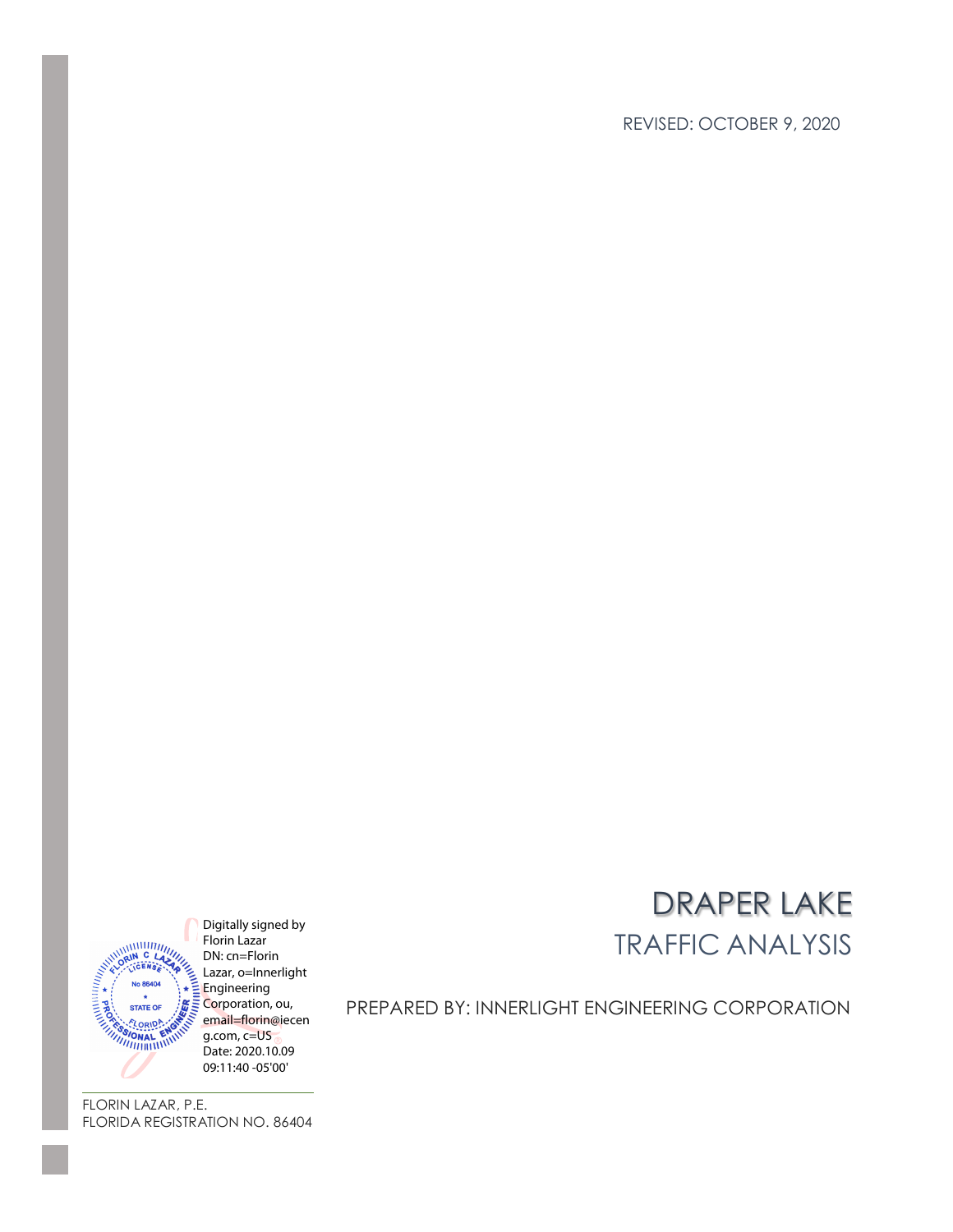REVISED: OCTOBER 9, 2020

# DRAPER LAKE

## TRAFFIC ANALYSIS

PREPARED BY: INNERLIGHT ENGINEERING CORPORATION

Digitally signed by Florin Lazar
DN: cn=Florin Lazar, o=Innerlight Engineering Corporation, ou, email=florin@iecen g.com, c=US
Date: 2020.10.09 09:11:40 -05'00'

FLORIN LAZAR, P.E.
FLORIDA REGISTRATION NO. 86404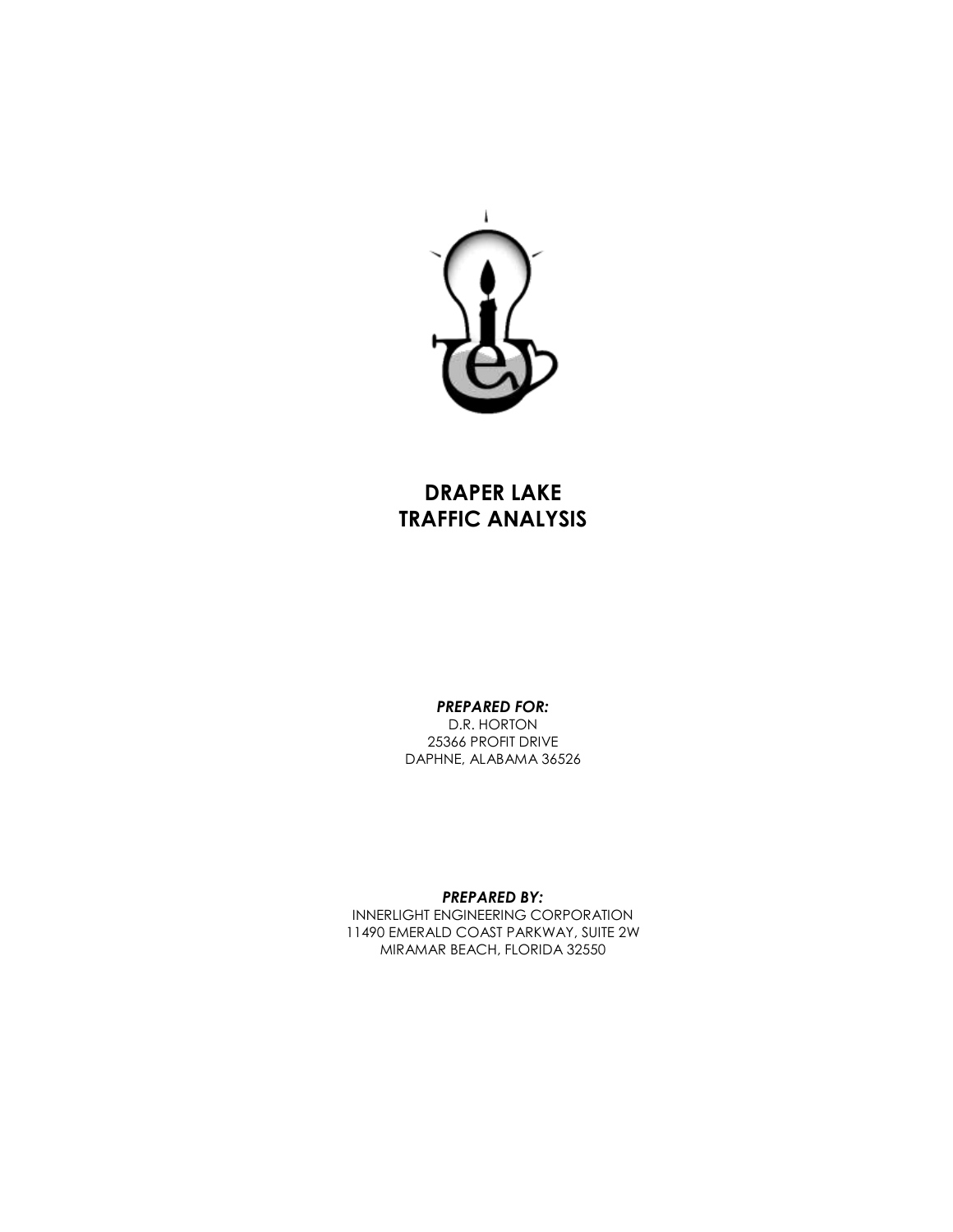# DRAPER LAKE TRAFFIC ANALYSIS

***PREPARED FOR:***

D.R. HORTON
25366 PROFIT DRIVE
DAPHNE, ALABAMA 36526

***PREPARED BY:***

INNERLIGHT ENGINEERING CORPORATION
11490 EMERALD COAST PARKWAY, SUITE 2W
MIRAMAR BEACH, FLORIDA 32550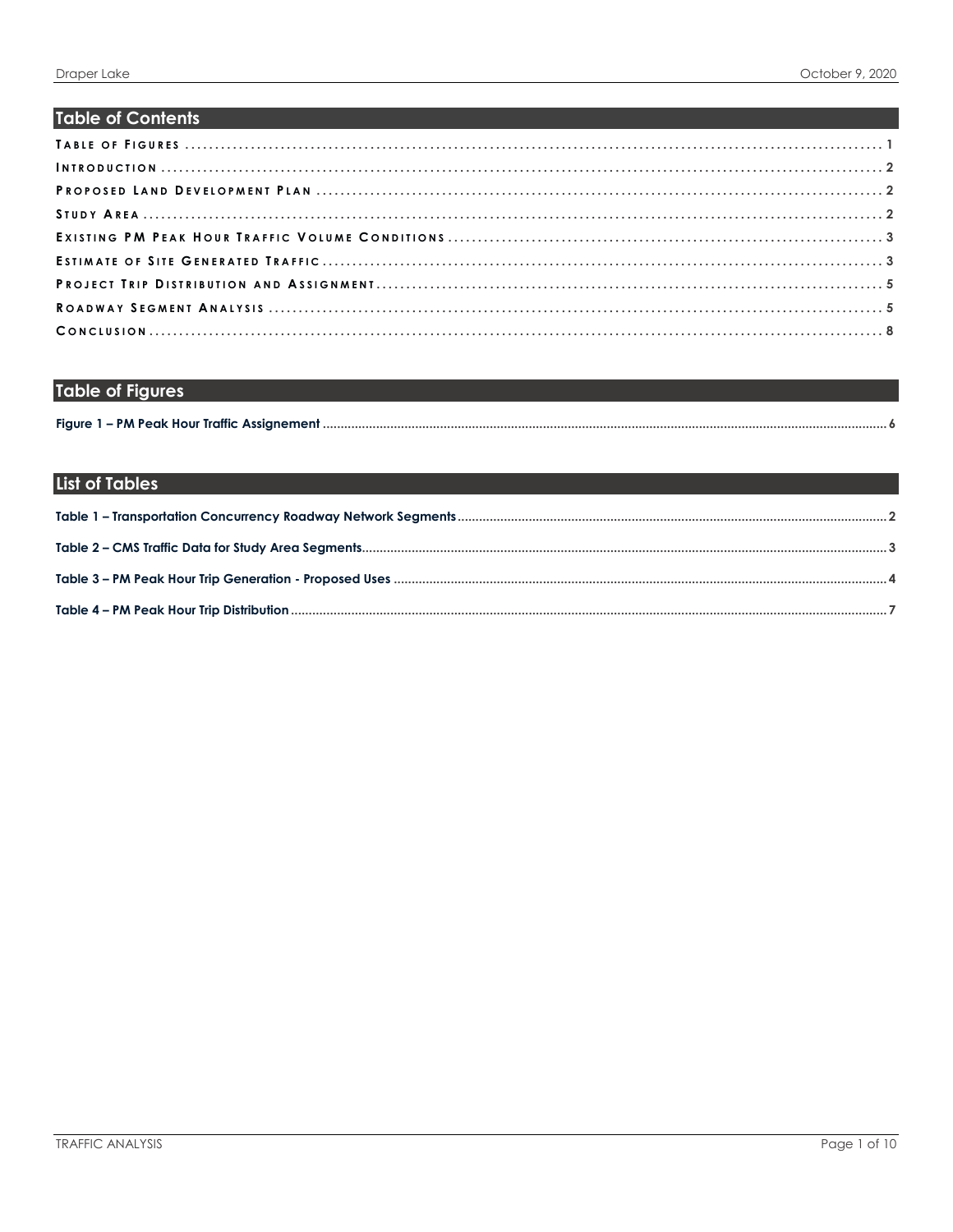## Table of Contents

TABLE OF FIGURES ........................................................ 1
INTRODUCTION ........................................................ 2
PROPOSED LAND DEVELOPMENT PLAN ........................................................ 2
STUDY AREA ........................................................ 2
EXISTING PM PEAK HOUR TRAFFIC VOLUME CONDITIONS ........................................................ 3
ESTIMATE OF SITE GENERATED TRAFFIC ........................................................ 3
PROJECT TRIP DISTRIBUTION AND ASSIGNMENT ........................................................ 5
ROADWAY SEGMENT ANALYSIS ........................................................ 5
CONCLUSION ........................................................ 8

## Table of Figures

**Figure 1 – PM Peak Hour Traffic Assignement** ........................................................ 6

## List of Tables

**Table 1 – Transportation Concurrency Roadway Network Segments** ........................................................ 2

**Table 2 – CMS Traffic Data for Study Area Segments** ........................................................ 3

**Table 3 – PM Peak Hour Trip Generation - Proposed Uses** ........................................................ 4

**Table 4 – PM Peak Hour Trip Distribution** ........................................................ 7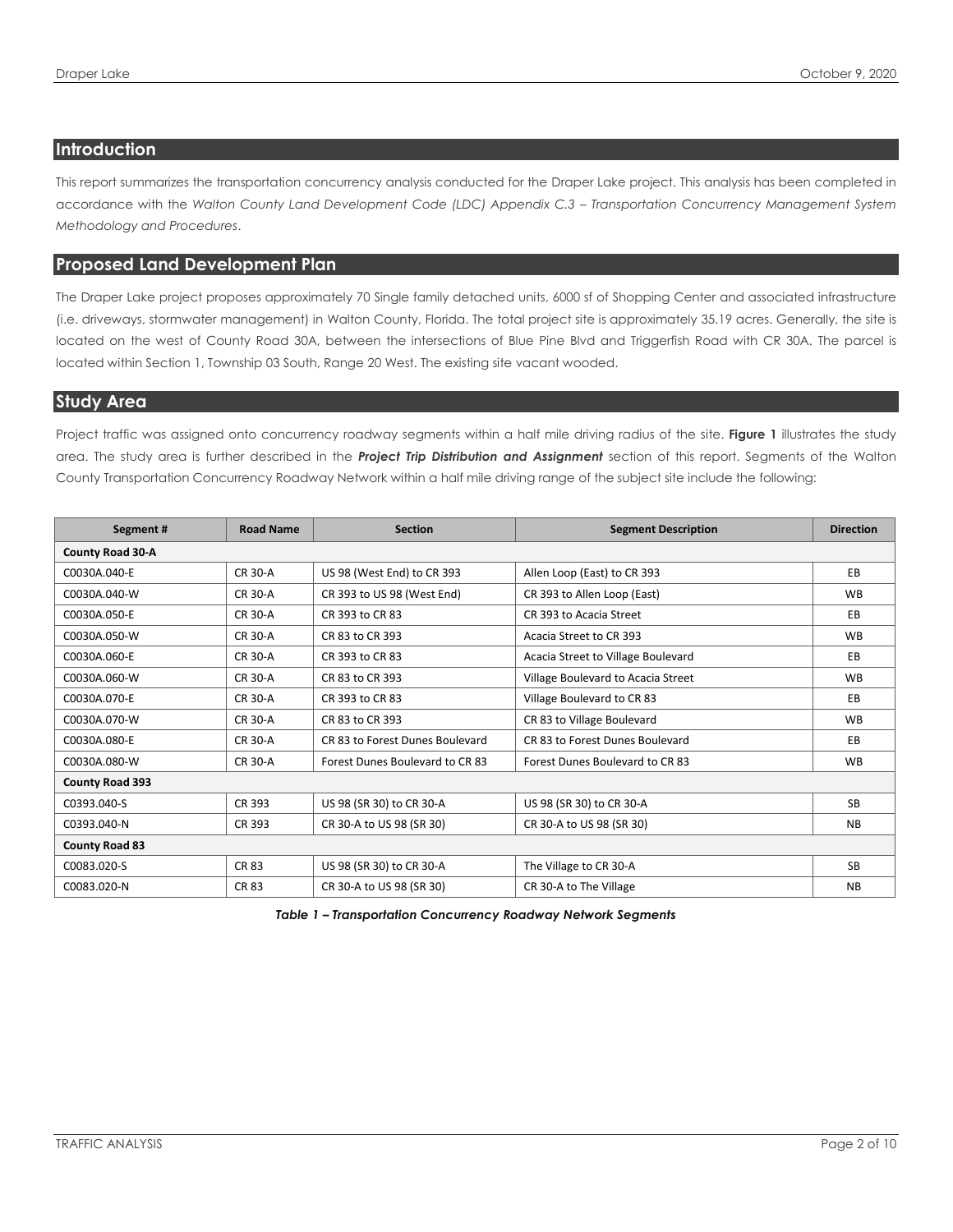## Introduction

This report summarizes the transportation concurrency analysis conducted for the Draper Lake project. This analysis has been completed in accordance with the *Walton County Land Development Code (LDC) Appendix C.3 – Transportation Concurrency Management System Methodology and Procedures*.

## Proposed Land Development Plan

The Draper Lake project proposes approximately 70 Single family detached units, 6000 sf of Shopping Center and associated infrastructure (i.e. driveways, stormwater management) in Walton County, Florida. The total project site is approximately 35.19 acres. Generally, the site is located on the west of County Road 30A, between the intersections of Blue Pine Blvd and Triggerfish Road with CR 30A. The parcel is located within Section 1, Township 03 South, Range 20 West. The existing site vacant wooded.

## Study Area

Project traffic was assigned onto concurrency roadway segments within a half mile driving radius of the site. **Figure 1** illustrates the study area. The study area is further described in the ***Project Trip Distribution and Assignment*** section of this report. Segments of the Walton County Transportation Concurrency Roadway Network within a half mile driving range of the subject site include the following:

| Segment # | Road Name | Section | Segment Description | Direction |
|---|---|---|---|---|
| **County Road 30-A** | | | | |
| C0030A.040-E | CR 30-A | US 98 (West End) to CR 393 | Allen Loop (East) to CR 393 | EB |
| C0030A.040-W | CR 30-A | CR 393 to US 98 (West End) | CR 393 to Allen Loop (East) | WB |
| C0030A.050-E | CR 30-A | CR 393 to CR 83 | CR 393 to Acacia Street | EB |
| C0030A.050-W | CR 30-A | CR 83 to CR 393 | Acacia Street to CR 393 | WB |
| C0030A.060-E | CR 30-A | CR 393 to CR 83 | Acacia Street to Village Boulevard | EB |
| C0030A.060-W | CR 30-A | CR 83 to CR 393 | Village Boulevard to Acacia Street | WB |
| C0030A.070-E | CR 30-A | CR 393 to CR 83 | Village Boulevard to CR 83 | EB |
| C0030A.070-W | CR 30-A | CR 83 to CR 393 | CR 83 to Village Boulevard | WB |
| C0030A.080-E | CR 30-A | CR 83 to Forest Dunes Boulevard | CR 83 to Forest Dunes Boulevard | EB |
| C0030A.080-W | CR 30-A | Forest Dunes Boulevard to CR 83 | Forest Dunes Boulevard to CR 83 | WB |
| **County Road 393** | | | | |
| C0393.040-S | CR 393 | US 98 (SR 30) to CR 30-A | US 98 (SR 30) to CR 30-A | SB |
| C0393.040-N | CR 393 | CR 30-A to US 98 (SR 30) | CR 30-A to US 98 (SR 30) | NB |
| **County Road 83** | | | | |
| C0083.020-S | CR 83 | US 98 (SR 30) to CR 30-A | The Village to CR 30-A | SB |
| C0083.020-N | CR 83 | CR 30-A to US 98 (SR 30) | CR 30-A to The Village | NB |

***Table 1 – Transportation Concurrency Roadway Network Segments***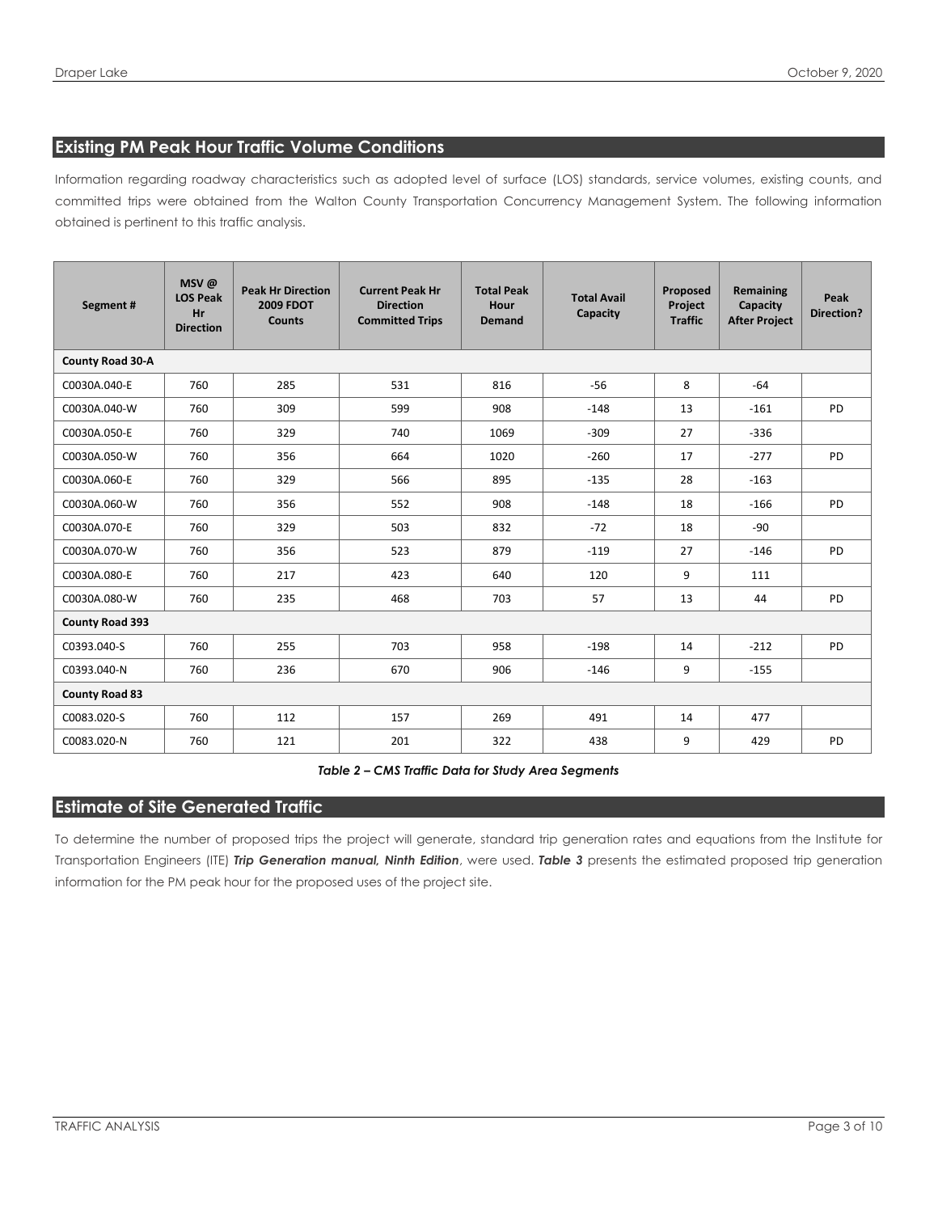## Existing PM Peak Hour Traffic Volume Conditions

Information regarding roadway characteristics such as adopted level of surface (LOS) standards, service volumes, existing counts, and committed trips were obtained from the Walton County Transportation Concurrency Management System. The following information obtained is pertinent to this traffic analysis.

| Segment # | MSV @ LOS Peak Hr Direction | Peak Hr Direction 2009 FDOT Counts | Current Peak Hr Direction Committed Trips | Total Peak Hour Demand | Total Avail Capacity | Proposed Project Traffic | Remaining Capacity After Project | Peak Direction? |
|---|---|---|---|---|---|---|---|---|
| **County Road 30-A** | | | | | | | | |
| C0030A.040-E | 760 | 285 | 531 | 816 | -56 | 8 | -64 | |
| C0030A.040-W | 760 | 309 | 599 | 908 | -148 | 13 | -161 | PD |
| C0030A.050-E | 760 | 329 | 740 | 1069 | -309 | 27 | -336 | |
| C0030A.050-W | 760 | 356 | 664 | 1020 | -260 | 17 | -277 | PD |
| C0030A.060-E | 760 | 329 | 566 | 895 | -135 | 28 | -163 | |
| C0030A.060-W | 760 | 356 | 552 | 908 | -148 | 18 | -166 | PD |
| C0030A.070-E | 760 | 329 | 503 | 832 | -72 | 18 | -90 | |
| C0030A.070-W | 760 | 356 | 523 | 879 | -119 | 27 | -146 | PD |
| C0030A.080-E | 760 | 217 | 423 | 640 | 120 | 9 | 111 | |
| C0030A.080-W | 760 | 235 | 468 | 703 | 57 | 13 | 44 | PD |
| **County Road 393** | | | | | | | | |
| C0393.040-S | 760 | 255 | 703 | 958 | -198 | 14 | -212 | PD |
| C0393.040-N | 760 | 236 | 670 | 906 | -146 | 9 | -155 | |
| **County Road 83** | | | | | | | | |
| C0083.020-S | 760 | 112 | 157 | 269 | 491 | 14 | 477 | |
| C0083.020-N | 760 | 121 | 201 | 322 | 438 | 9 | 429 | PD |

***Table 2 – CMS Traffic Data for Study Area Segments***

## Estimate of Site Generated Traffic

To determine the number of proposed trips the project will generate, standard trip generation rates and equations from the Institute for Transportation Engineers (ITE) ***Trip Generation manual, Ninth Edition***, were used. ***Table 3*** presents the estimated proposed trip generation information for the PM peak hour for the proposed uses of the project site.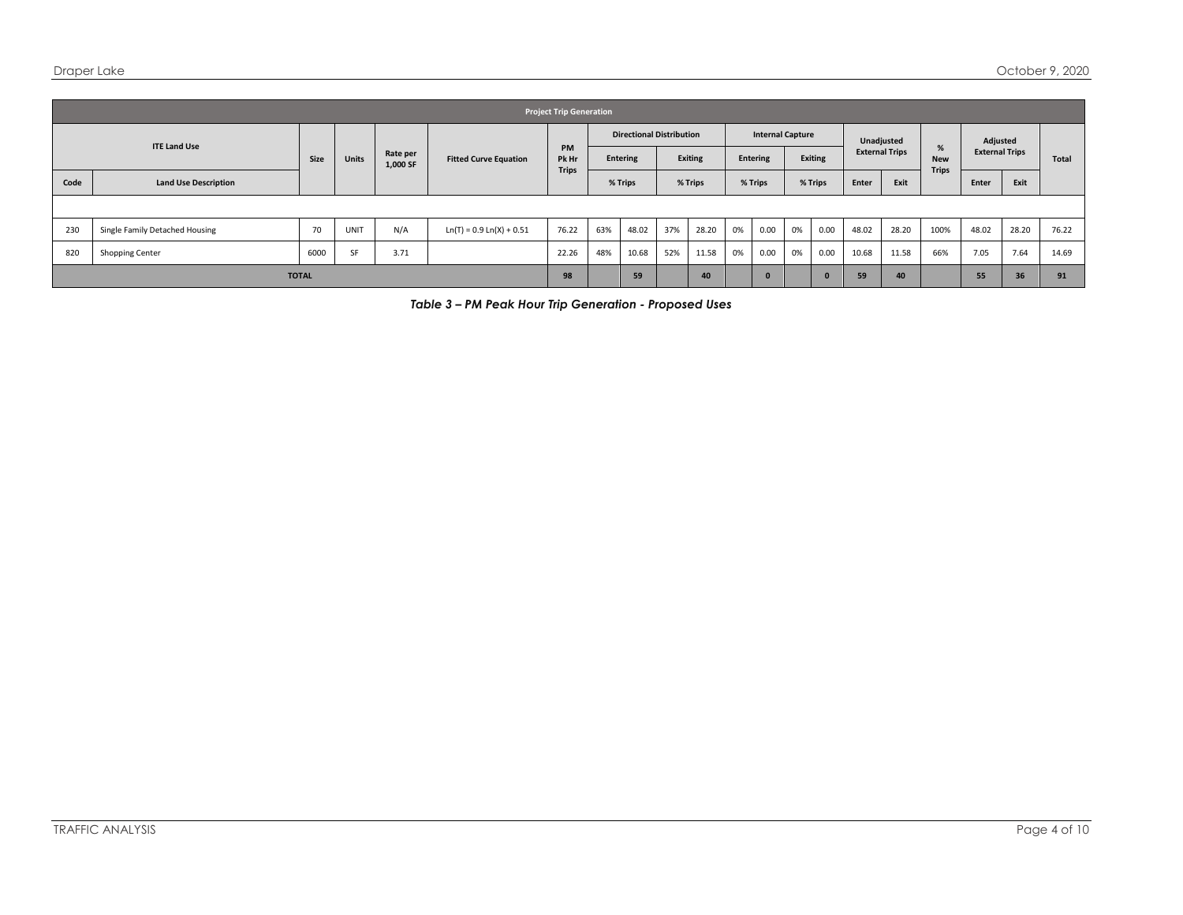| Project Trip Generation | | | | | | | | | | | | | | | | | | | | | | |
|---|---|---|---|---|---|---|---|---|---|---|---|---|---|---|---|---|---|---|---|---|---|---|
| ITE Land Use | | Size | Units | Rate per 1,000 SF | Fitted Curve Equation | PM Pk Hr Trips | Directional Distribution | | | | Internal Capture | | | | Unadjusted External Trips | | % New Trips | Adjusted External Trips | | Total |
| | | | | | | | Entering | | Exiting | | Entering | | Exiting | | | | | | | |
| Code | Land Use Description | | | | | | % Trips | | % Trips | | % Trips | | % Trips | | Enter | Exit | | Enter | Exit | |
| | | | | | | | | | | | | | | | | | | | | |
| 230 | Single Family Detached Housing | 70 | UNIT | N/A | $Ln(T) = 0.9 Ln(X) + 0.51$ | 76.22 | 63% | 48.02 | 37% | 28.20 | 0% | 0.00 | 0% | 0.00 | 48.02 | 28.20 | 100% | 48.02 | 28.20 | 76.22 |
| 820 | Shopping Center | 6000 | SF | 3.71 | | 22.26 | 48% | 10.68 | 52% | 11.58 | 0% | 0.00 | 0% | 0.00 | 10.68 | 11.58 | 66% | 7.05 | 7.64 | 14.69 |
| **TOTAL** | | | | | | **98** | | **59** | | **40** | | **0** | | **0** | **59** | **40** | | **55** | **36** | **91** |

***Table 3 – PM Peak Hour Trip Generation - Proposed Uses***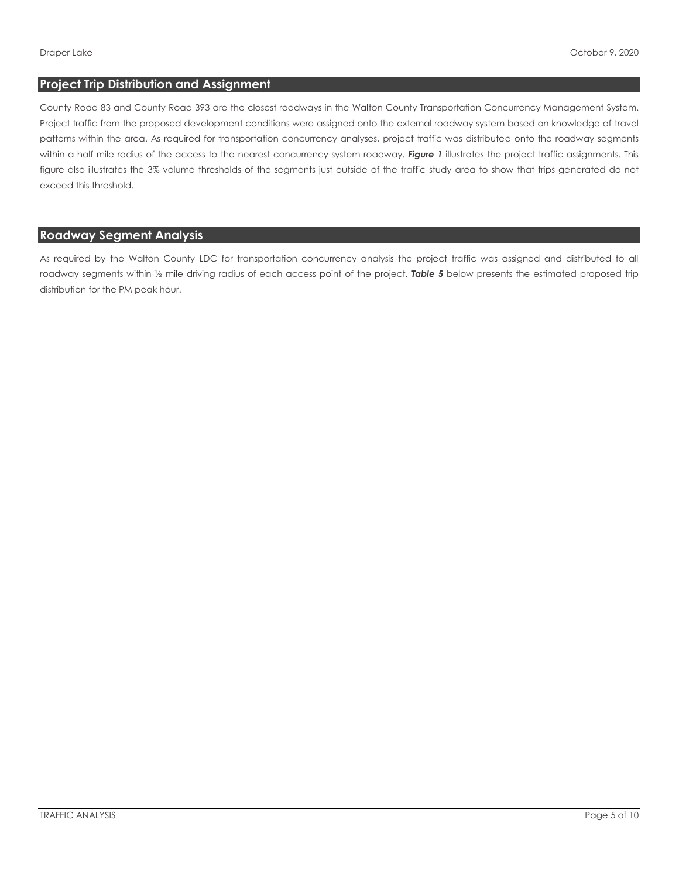## Project Trip Distribution and Assignment

County Road 83 and County Road 393 are the closest roadways in the Walton County Transportation Concurrency Management System. Project traffic from the proposed development conditions were assigned onto the external roadway system based on knowledge of travel patterns within the area. As required for transportation concurrency analyses, project traffic was distributed onto the roadway segments within a half mile radius of the access to the nearest concurrency system roadway. ***Figure 1*** illustrates the project traffic assignments. This figure also illustrates the 3% volume thresholds of the segments just outside of the traffic study area to show that trips generated do not exceed this threshold.

## Roadway Segment Analysis

As required by the Walton County LDC for transportation concurrency analysis the project traffic was assigned and distributed to all roadway segments within ½ mile driving radius of each access point of the project. ***Table 5*** below presents the estimated proposed trip distribution for the PM peak hour.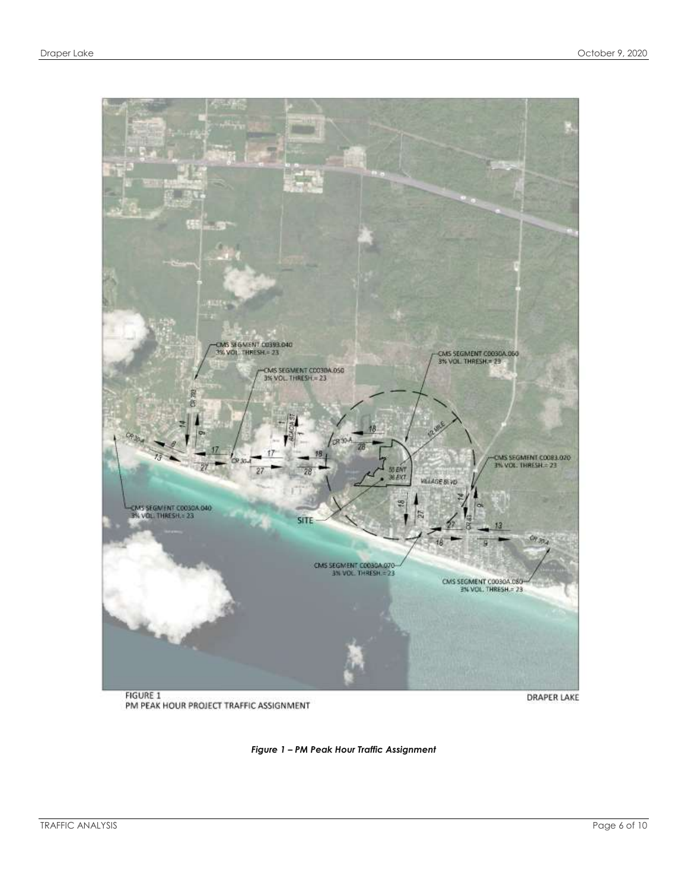FIGURE 1
PM PEAK HOUR PROJECT TRAFFIC ASSIGNMENT

DRAPER LAKE

CMS SEGMENT C0393.040
3% VOL. THRESH.= 23

CMS SEGMENT C0030A.050
3% VOL. THRESH.= 23

CMS SEGMENT C0030A.060
3% VOL. THRESH.= 23

CMS SEGMENT C0083.020
3% VOL. THRESH.= 23

CMS SEGMENT C0030A.040
3% VOL. THRESH.= 23

CMS SEGMENT C0030A.070
3% VOL. THRESH.= 23

CMS SEGMENT C0030A.080
3% VOL. THRESH.= 23

SITE

55 ENT
36 EXT

1/2 MILE

VILLAGE BLVD

*Figure 1 – PM Peak Hour Traffic Assignment*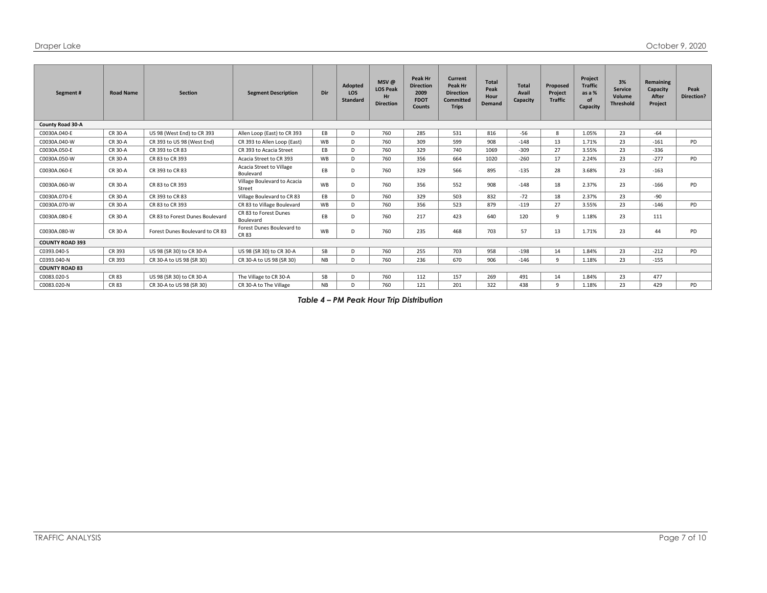| Segment # | Road Name | Section | Segment Description | Dir | Adopted LOS Standard | MSV @ LOS Peak Hr Direction | Peak Hr Direction 2009 FDOT Counts | Current Peak Hr Direction Committed Trips | Total Peak Hour Demand | Total Avail Capacity | Proposed Project Traffic | Project Traffic as a % of Capacity | 3% Service Volume Threshold | Remaining Capacity After Project | Peak Direction? |
|---|---|---|---|---|---|---|---|---|---|---|---|---|---|---|---|
| **County Road 30-A** | | | | | | | | | | | | | | | |
| C0030A.040-E | CR 30-A | US 98 (West End) to CR 393 | Allen Loop (East) to CR 393 | EB | D | 760 | 285 | 531 | 816 | -56 | 8 | 1.05% | 23 | -64 | |
| C0030A.040-W | CR 30-A | CR 393 to US 98 (West End) | CR 393 to Allen Loop (East) | WB | D | 760 | 309 | 599 | 908 | -148 | 13 | 1.71% | 23 | -161 | PD |
| C0030A.050-E | CR 30-A | CR 393 to CR 83 | CR 393 to Acacia Street | EB | D | 760 | 329 | 740 | 1069 | -309 | 27 | 3.55% | 23 | -336 | |
| C0030A.050-W | CR 30-A | CR 83 to CR 393 | Acacia Street to CR 393 | WB | D | 760 | 356 | 664 | 1020 | -260 | 17 | 2.24% | 23 | -277 | PD |
| C0030A.060-E | CR 30-A | CR 393 to CR 83 | Acacia Street to Village Boulevard | EB | D | 760 | 329 | 566 | 895 | -135 | 28 | 3.68% | 23 | -163 | |
| C0030A.060-W | CR 30-A | CR 83 to CR 393 | Village Boulevard to Acacia Street | WB | D | 760 | 356 | 552 | 908 | -148 | 18 | 2.37% | 23 | -166 | PD |
| C0030A.070-E | CR 30-A | CR 393 to CR 83 | Village Boulevard to CR 83 | EB | D | 760 | 329 | 503 | 832 | -72 | 18 | 2.37% | 23 | -90 | |
| C0030A.070-W | CR 30-A | CR 83 to CR 393 | CR 83 to Village Boulevard | WB | D | 760 | 356 | 523 | 879 | -119 | 27 | 3.55% | 23 | -146 | PD |
| C0030A.080-E | CR 30-A | CR 83 to Forest Dunes Boulevard | CR 83 to Forest Dunes Boulevard | EB | D | 760 | 217 | 423 | 640 | 120 | 9 | 1.18% | 23 | 111 | |
| C0030A.080-W | CR 30-A | Forest Dunes Boulevard to CR 83 | Forest Dunes Boulevard to CR 83 | WB | D | 760 | 235 | 468 | 703 | 57 | 13 | 1.71% | 23 | 44 | PD |
| **COUNTY ROAD 393** | | | | | | | | | | | | | | | |
| C0393.040-S | CR 393 | US 98 (SR 30) to CR 30-A | US 98 (SR 30) to CR 30-A | SB | D | 760 | 255 | 703 | 958 | -198 | 14 | 1.84% | 23 | -212 | PD |
| C0393.040-N | CR 393 | CR 30-A to US 98 (SR 30) | CR 30-A to US 98 (SR 30) | NB | D | 760 | 236 | 670 | 906 | -146 | 9 | 1.18% | 23 | -155 | |
| **COUNTY ROAD 83** | | | | | | | | | | | | | | | |
| C0083.020-S | CR 83 | US 98 (SR 30) to CR 30-A | The Village to CR 30-A | SB | D | 760 | 112 | 157 | 269 | 491 | 14 | 1.84% | 23 | 477 | |
| C0083.020-N | CR 83 | CR 30-A to US 98 (SR 30) | CR 30-A to The Village | NB | D | 760 | 121 | 201 | 322 | 438 | 9 | 1.18% | 23 | 429 | PD |

***Table 4 – PM Peak Hour Trip Distribution***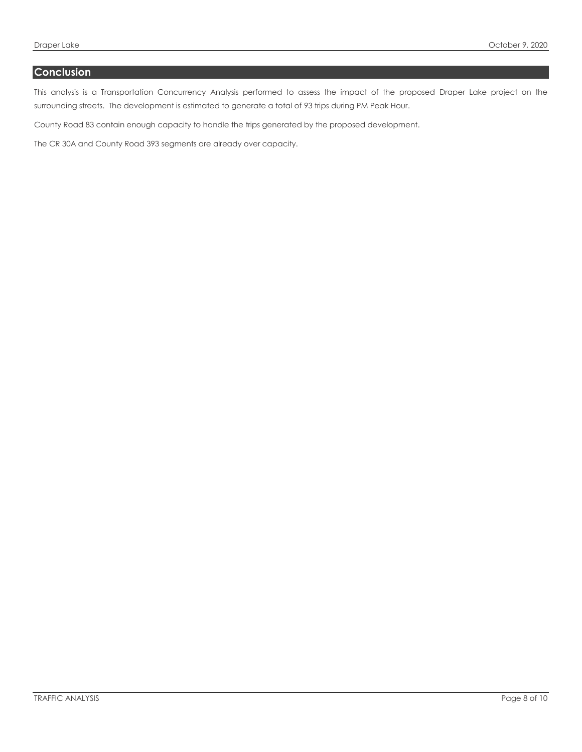## Conclusion

This analysis is a Transportation Concurrency Analysis performed to assess the impact of the proposed Draper Lake project on the surrounding streets. The development is estimated to generate a total of 93 trips during PM Peak Hour.

County Road 83 contain enough capacity to handle the trips generated by the proposed development.

The CR 30A and County Road 393 segments are already over capacity.